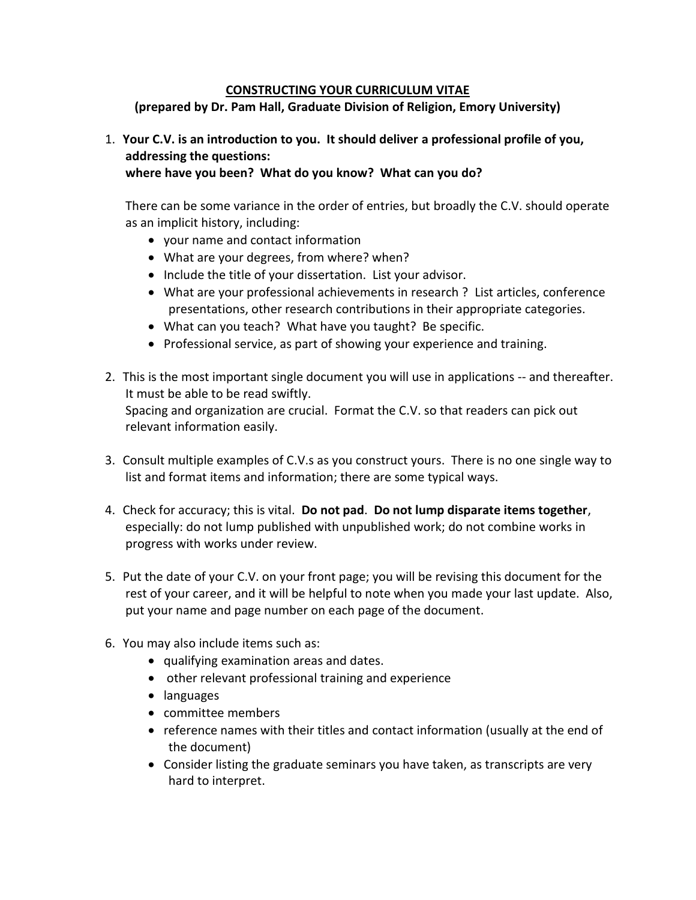# CONSTRUCTING YOUR CURRICULUM VITAE

**(prepared by Dr. Pam Hall, Graduate Division of Religion, Emory University)**

1. **Your C.V. is an introduction to you. It should deliver a professional profile of you, addressing the questions:**
   **where have you been? What do you know? What can you do?**

   There can be some variance in the order of entries, but broadly the C.V. should operate as an implicit history, including:
   - your name and contact information
   - What are your degrees, from where? when?
   - Include the title of your dissertation. List your advisor.
   - What are your professional achievements in research ? List articles, conference presentations, other research contributions in their appropriate categories.
   - What can you teach? What have you taught? Be specific.
   - Professional service, as part of showing your experience and training.

2. This is the most important single document you will use in applications -- and thereafter. It must be able to be read swiftly.
   Spacing and organization are crucial. Format the C.V. so that readers can pick out relevant information easily.

3. Consult multiple examples of C.V.s as you construct yours. There is no one single way to list and format items and information; there are some typical ways.

4. Check for accuracy; this is vital. **Do not pad**. **Do not lump disparate items together**, especially: do not lump published with unpublished work; do not combine works in progress with works under review.

5. Put the date of your C.V. on your front page; you will be revising this document for the rest of your career, and it will be helpful to note when you made your last update. Also, put your name and page number on each page of the document.

6. You may also include items such as:
   - qualifying examination areas and dates.
   - other relevant professional training and experience
   - languages
   - committee members
   - reference names with their titles and contact information (usually at the end of the document)
   - Consider listing the graduate seminars you have taken, as transcripts are very hard to interpret.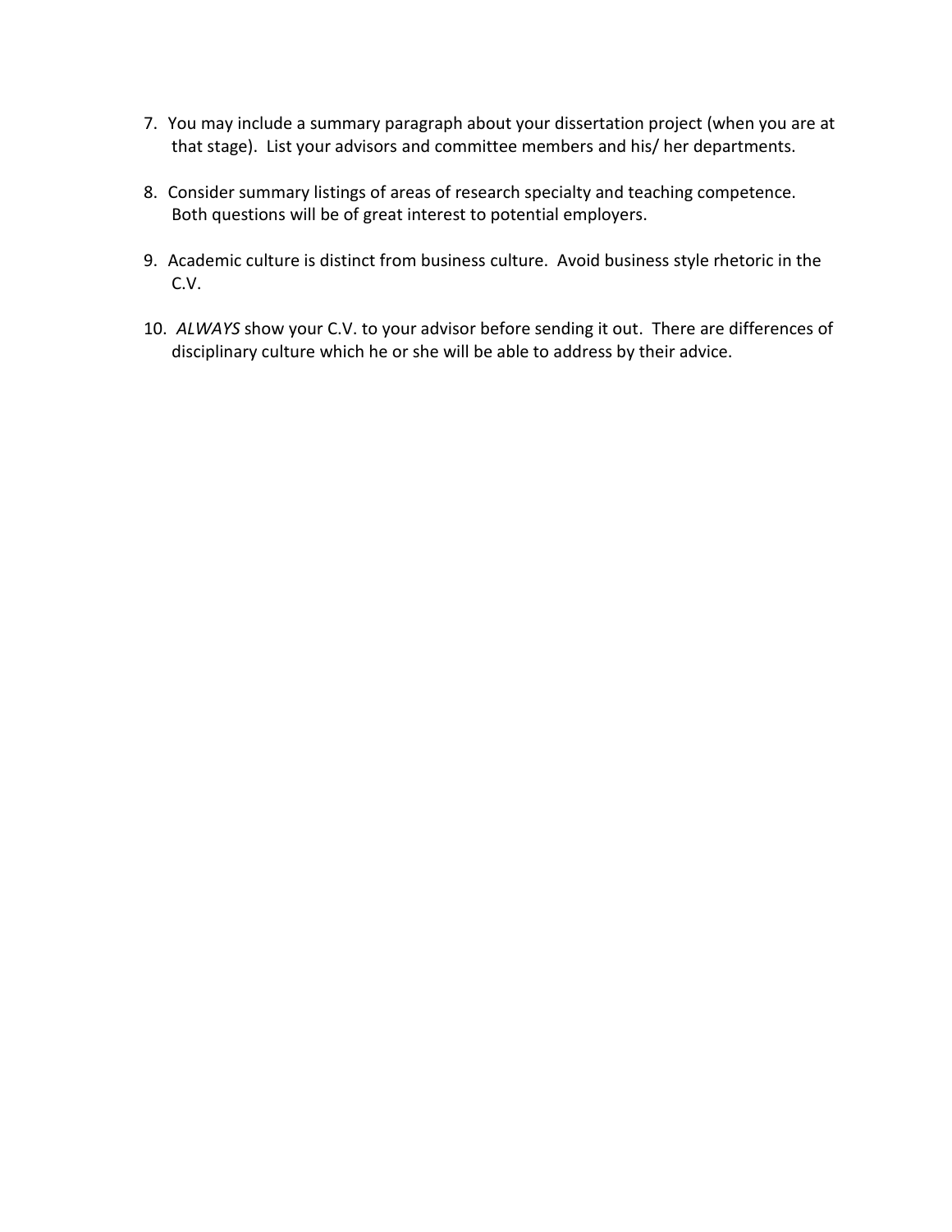7. You may include a summary paragraph about your dissertation project (when you are at that stage). List your advisors and committee members and his/ her departments.

8. Consider summary listings of areas of research specialty and teaching competence. Both questions will be of great interest to potential employers.

9. Academic culture is distinct from business culture. Avoid business style rhetoric in the C.V.

10. *ALWAYS* show your C.V. to your advisor before sending it out. There are differences of disciplinary culture which he or she will be able to address by their advice.